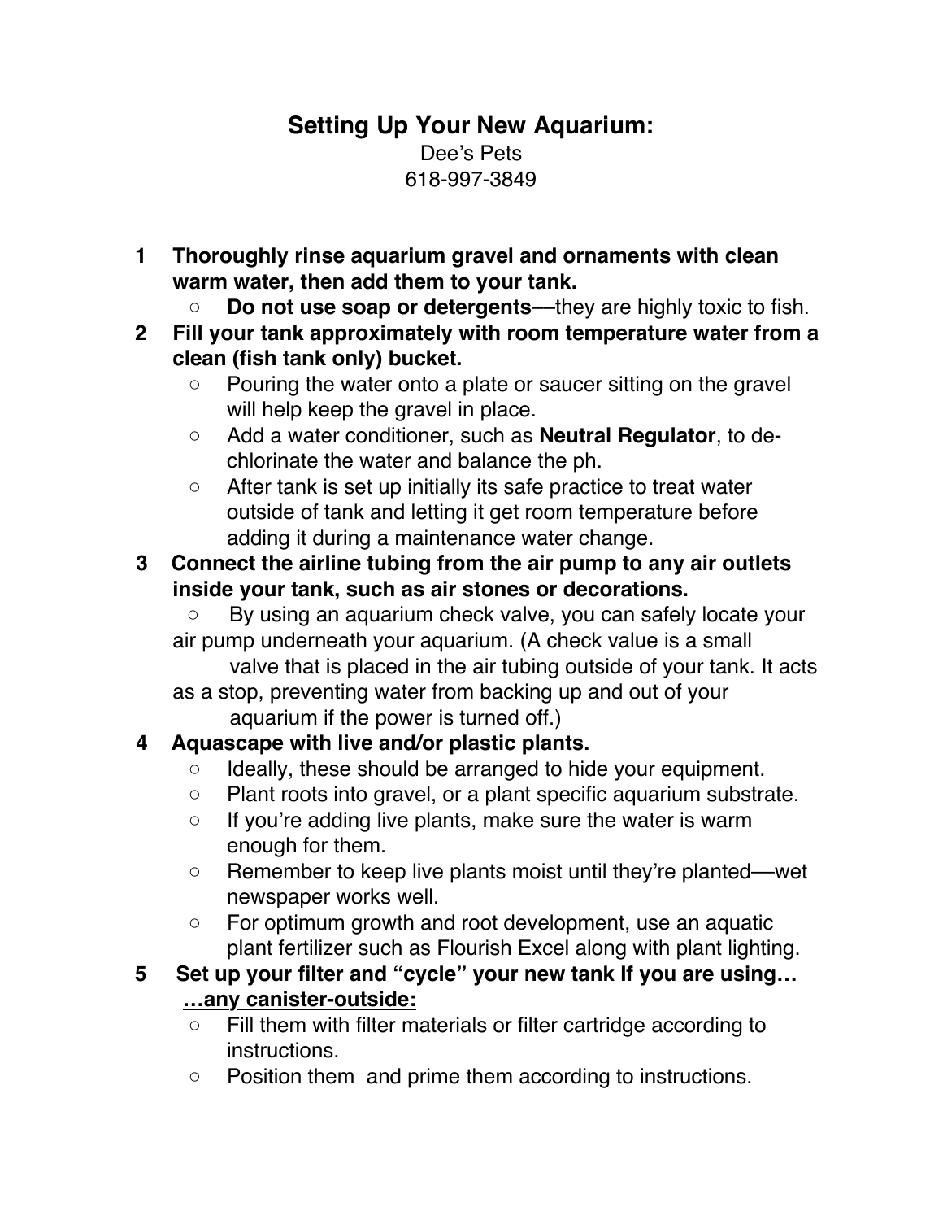# Setting Up Your New Aquarium:

Dee's Pets
618-997-3849

1. **Thoroughly rinse aquarium gravel and ornaments with clean warm water, then add them to your tank.**
    - **Do not use soap or detergents**—they are highly toxic to fish.
2. **Fill your tank approximately with room temperature water from a clean (fish tank only) bucket.**
    - Pouring the water onto a plate or saucer sitting on the gravel will help keep the gravel in place.
    - Add a water conditioner, such as **Neutral Regulator**, to de-chlorinate the water and balance the ph.
    - After tank is set up initially its safe practice to treat water outside of tank and letting it get room temperature before adding it during a maintenance water change.
3. **Connect the airline tubing from the air pump to any air outlets inside your tank, such as air stones or decorations.**
    - By using an aquarium check valve, you can safely locate your air pump underneath your aquarium. (A check value is a small valve that is placed in the air tubing outside of your tank. It acts as a stop, preventing water from backing up and out of your aquarium if the power is turned off.)
4. **Aquascape with live and/or plastic plants.**
    - Ideally, these should be arranged to hide your equipment.
    - Plant roots into gravel, or a plant specific aquarium substrate.
    - If you're adding live plants, make sure the water is warm enough for them.
    - Remember to keep live plants moist until they're planted—wet newspaper works well.
    - For optimum growth and root development, use an aquatic plant fertilizer such as Flourish Excel along with plant lighting.
5. **Set up your filter and "cycle" your new tank If you are using…**
   **<u>…any canister-outside:</u>**
    - Fill them with filter materials or filter cartridge according to instructions.
    - Position them and prime them according to instructions.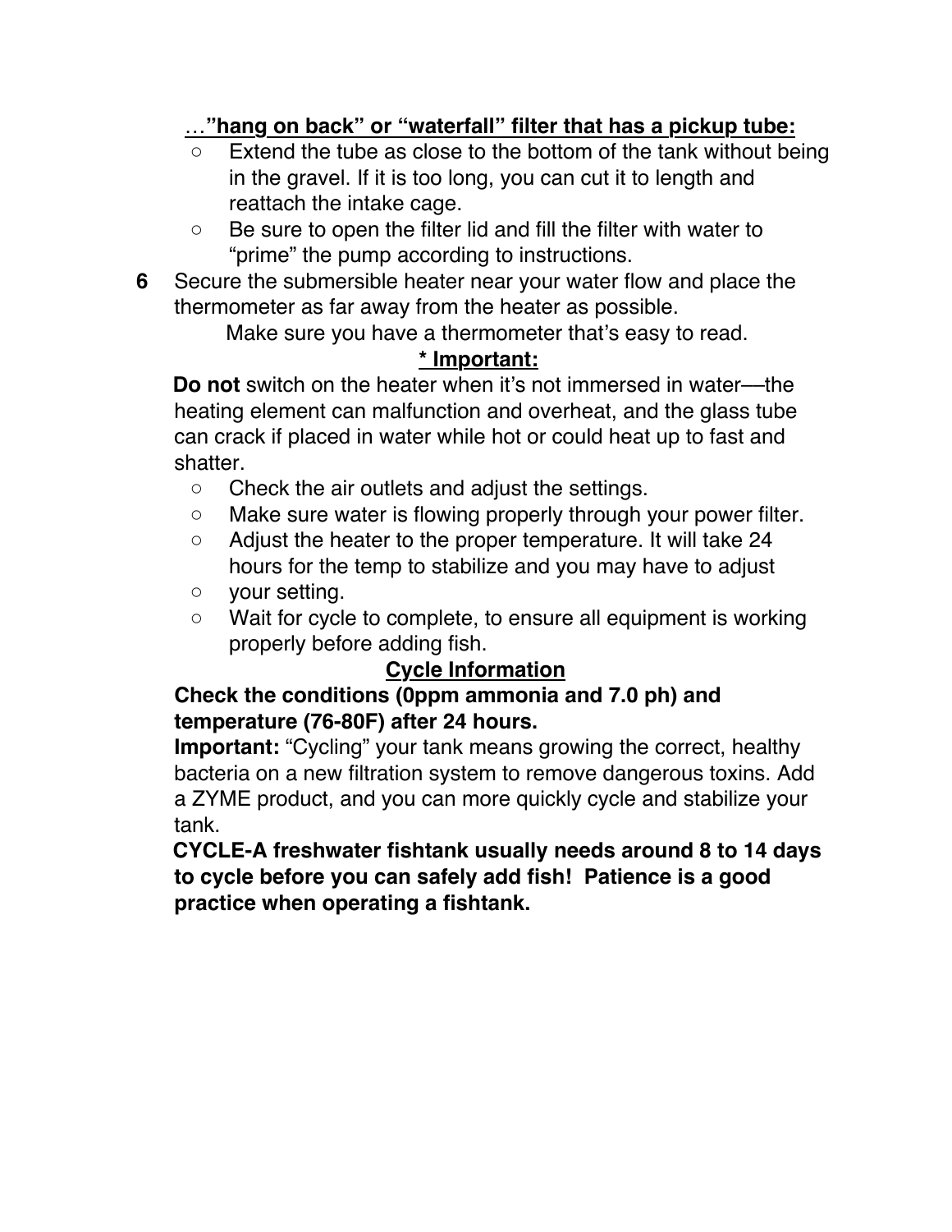…**"hang on back" or "waterfall" filter that has a pickup tube:**

- Extend the tube as close to the bottom of the tank without being in the gravel. If it is too long, you can cut it to length and reattach the intake cage.
- Be sure to open the filter lid and fill the filter with water to "prime" the pump according to instructions.

**6** Secure the submersible heater near your water flow and place the thermometer as far away from the heater as possible.

Make sure you have a thermometer that's easy to read.

**\* Important:**

**Do not** switch on the heater when it's not immersed in water—the heating element can malfunction and overheat, and the glass tube can crack if placed in water while hot or could heat up to fast and shatter.

- Check the air outlets and adjust the settings.
- Make sure water is flowing properly through your power filter.
- Adjust the heater to the proper temperature. It will take 24 hours for the temp to stabilize and you may have to adjust
- your setting.
- Wait for cycle to complete, to ensure all equipment is working properly before adding fish.

**Cycle Information**

**Check the conditions (0ppm ammonia and 7.0 ph) and temperature (76-80F) after 24 hours.**

**Important:** "Cycling" your tank means growing the correct, healthy bacteria on a new filtration system to remove dangerous toxins. Add a ZYME product, and you can more quickly cycle and stabilize your tank.

**CYCLE-A freshwater fishtank usually needs around 8 to 14 days to cycle before you can safely add fish! Patience is a good practice when operating a fishtank.**